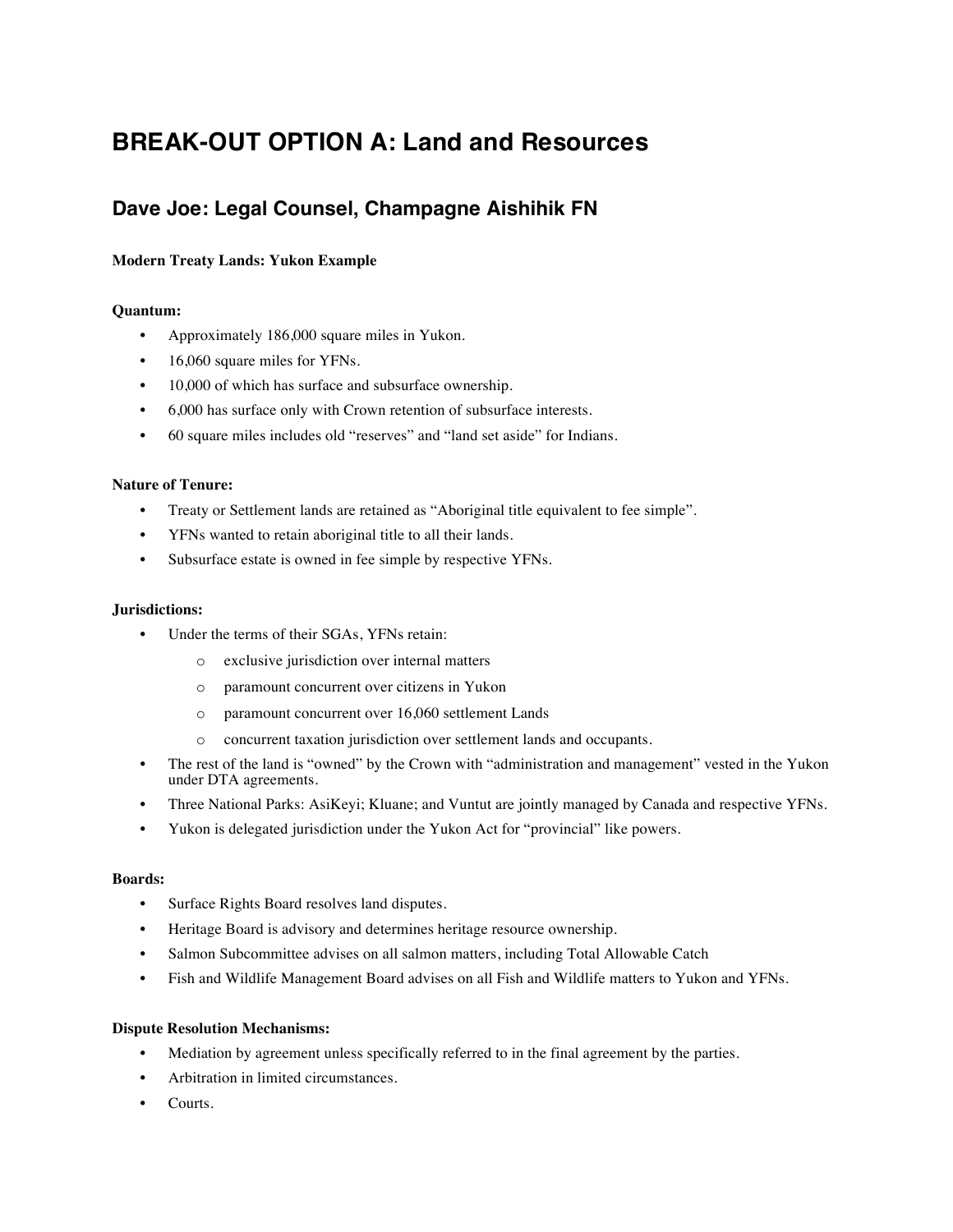# BREAK-OUT OPTION A: Land and Resources

## Dave Joe: Legal Counsel, Champagne Aishihik FN

**Modern Treaty Lands: Yukon Example**

**Quantum:**

- Approximately 186,000 square miles in Yukon.
- 16,060 square miles for YFNs.
- 10,000 of which has surface and subsurface ownership.
- 6,000 has surface only with Crown retention of subsurface interests.
- 60 square miles includes old "reserves" and "land set aside" for Indians.

**Nature of Tenure:**

- Treaty or Settlement lands are retained as "Aboriginal title equivalent to fee simple".
- YFNs wanted to retain aboriginal title to all their lands.
- Subsurface estate is owned in fee simple by respective YFNs.

**Jurisdictions:**

- Under the terms of their SGAs, YFNs retain:
  - exclusive jurisdiction over internal matters
  - paramount concurrent over citizens in Yukon
  - paramount concurrent over 16,060 settlement Lands
  - concurrent taxation jurisdiction over settlement lands and occupants.
- The rest of the land is "owned" by the Crown with "administration and management" vested in the Yukon under DTA agreements.
- Three National Parks: AsiKeyi; Kluane; and Vuntut are jointly managed by Canada and respective YFNs.
- Yukon is delegated jurisdiction under the Yukon Act for "provincial" like powers.

**Boards:**

- Surface Rights Board resolves land disputes.
- Heritage Board is advisory and determines heritage resource ownership.
- Salmon Subcommittee advises on all salmon matters, including Total Allowable Catch
- Fish and Wildlife Management Board advises on all Fish and Wildlife matters to Yukon and YFNs.

**Dispute Resolution Mechanisms:**

- Mediation by agreement unless specifically referred to in the final agreement by the parties.
- Arbitration in limited circumstances.
- Courts.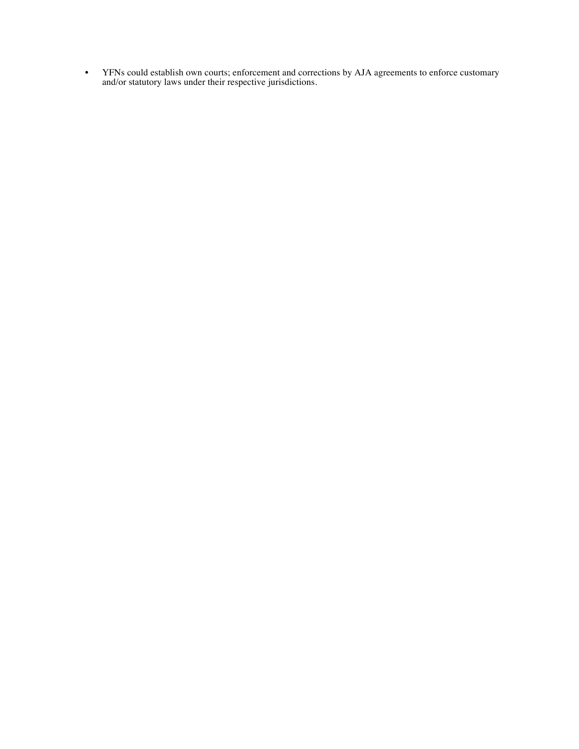- YFNs could establish own courts; enforcement and corrections by AJA agreements to enforce customary and/or statutory laws under their respective jurisdictions.